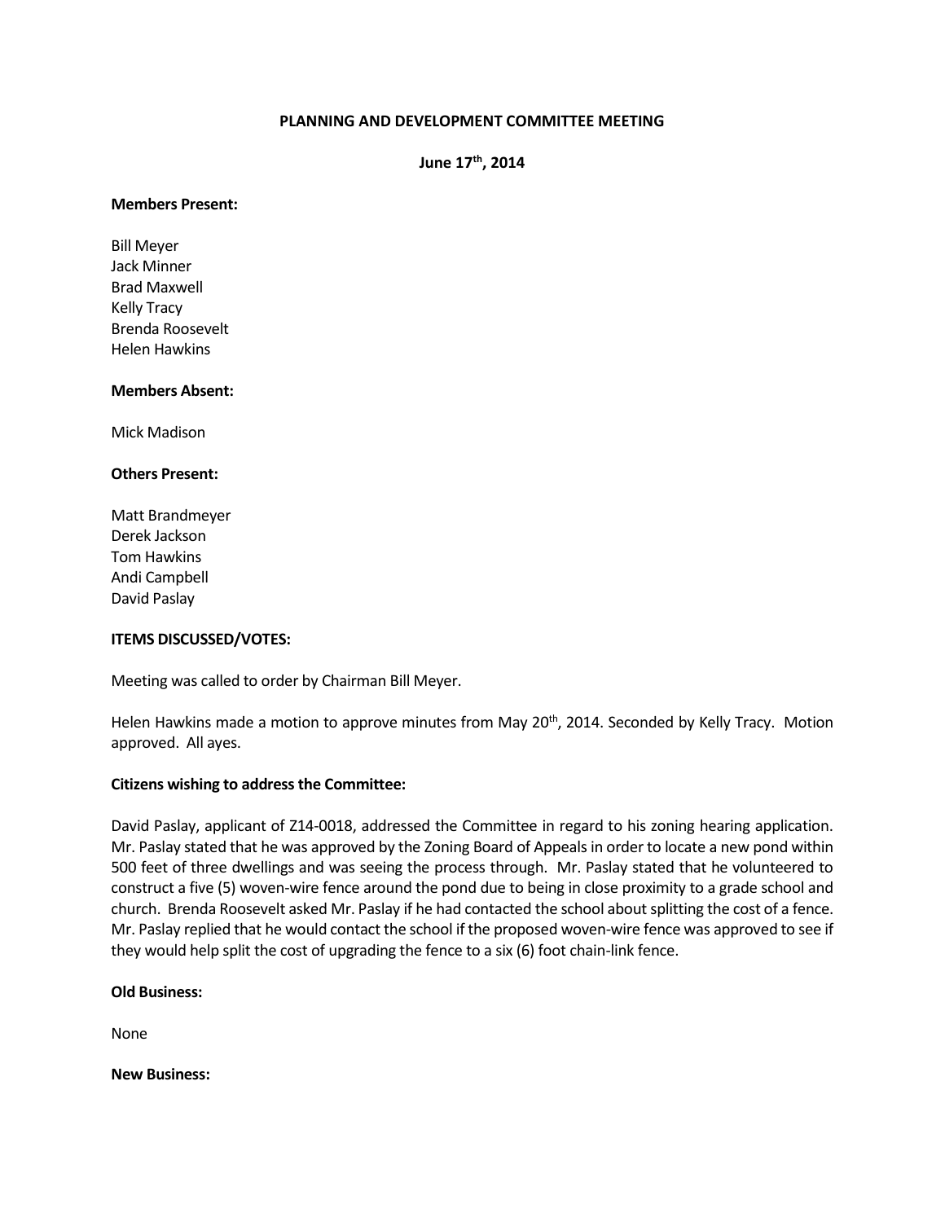**PLANNING AND DEVELOPMENT COMMITTEE MEETING**

**June 17th, 2014**

**Members Present:**

Bill Meyer
Jack Minner
Brad Maxwell
Kelly Tracy
Brenda Roosevelt
Helen Hawkins

**Members Absent:**

Mick Madison

**Others Present:**

Matt Brandmeyer
Derek Jackson
Tom Hawkins
Andi Campbell
David Paslay

**ITEMS DISCUSSED/VOTES:**

Meeting was called to order by Chairman Bill Meyer.

Helen Hawkins made a motion to approve minutes from May 20th, 2014. Seconded by Kelly Tracy. Motion approved. All ayes.

**Citizens wishing to address the Committee:**

David Paslay, applicant of Z14-0018, addressed the Committee in regard to his zoning hearing application. Mr. Paslay stated that he was approved by the Zoning Board of Appeals in order to locate a new pond within 500 feet of three dwellings and was seeing the process through. Mr. Paslay stated that he volunteered to construct a five (5) woven-wire fence around the pond due to being in close proximity to a grade school and church. Brenda Roosevelt asked Mr. Paslay if he had contacted the school about splitting the cost of a fence. Mr. Paslay replied that he would contact the school if the proposed woven-wire fence was approved to see if they would help split the cost of upgrading the fence to a six (6) foot chain-link fence.

**Old Business:**

None

**New Business:**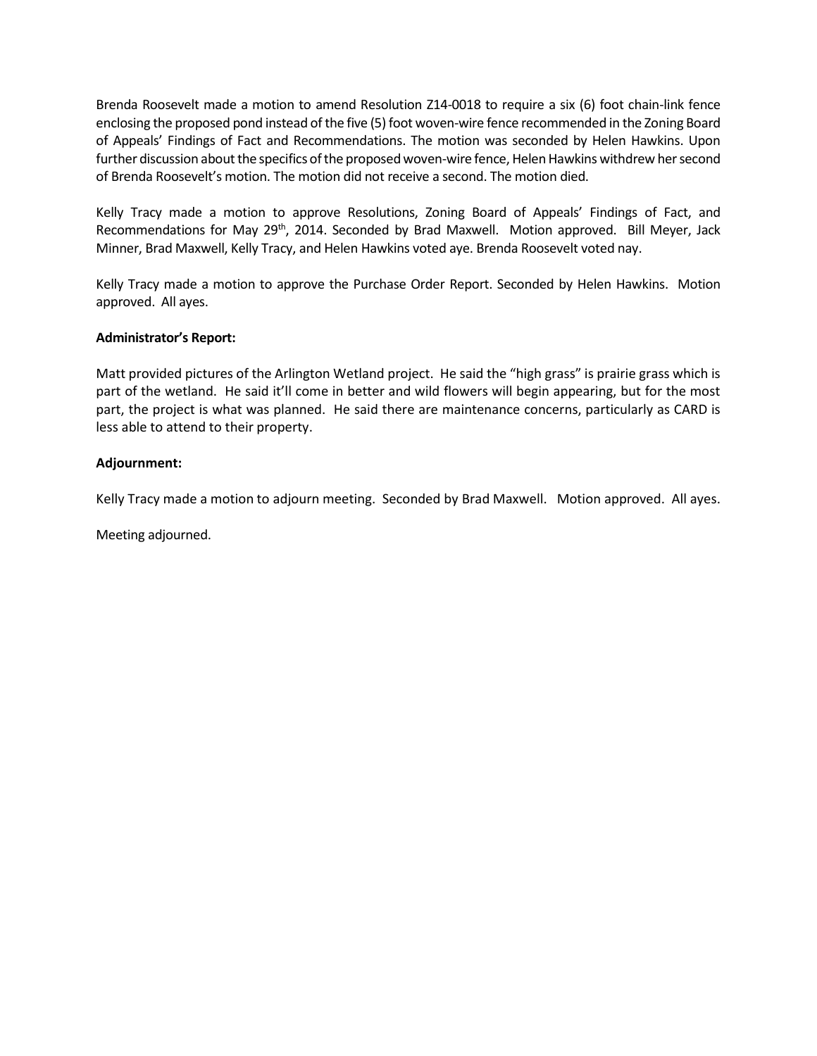Brenda Roosevelt made a motion to amend Resolution Z14-0018 to require a six (6) foot chain-link fence enclosing the proposed pond instead of the five (5) foot woven-wire fence recommended in the Zoning Board of Appeals' Findings of Fact and Recommendations. The motion was seconded by Helen Hawkins. Upon further discussion about the specifics of the proposed woven-wire fence, Helen Hawkins withdrew her second of Brenda Roosevelt's motion. The motion did not receive a second. The motion died.

Kelly Tracy made a motion to approve Resolutions, Zoning Board of Appeals' Findings of Fact, and Recommendations for May 29th, 2014. Seconded by Brad Maxwell. Motion approved. Bill Meyer, Jack Minner, Brad Maxwell, Kelly Tracy, and Helen Hawkins voted aye. Brenda Roosevelt voted nay.

Kelly Tracy made a motion to approve the Purchase Order Report. Seconded by Helen Hawkins. Motion approved. All ayes.

**Administrator's Report:**

Matt provided pictures of the Arlington Wetland project. He said the "high grass" is prairie grass which is part of the wetland. He said it'll come in better and wild flowers will begin appearing, but for the most part, the project is what was planned. He said there are maintenance concerns, particularly as CARD is less able to attend to their property.

**Adjournment:**

Kelly Tracy made a motion to adjourn meeting. Seconded by Brad Maxwell. Motion approved. All ayes.

Meeting adjourned.